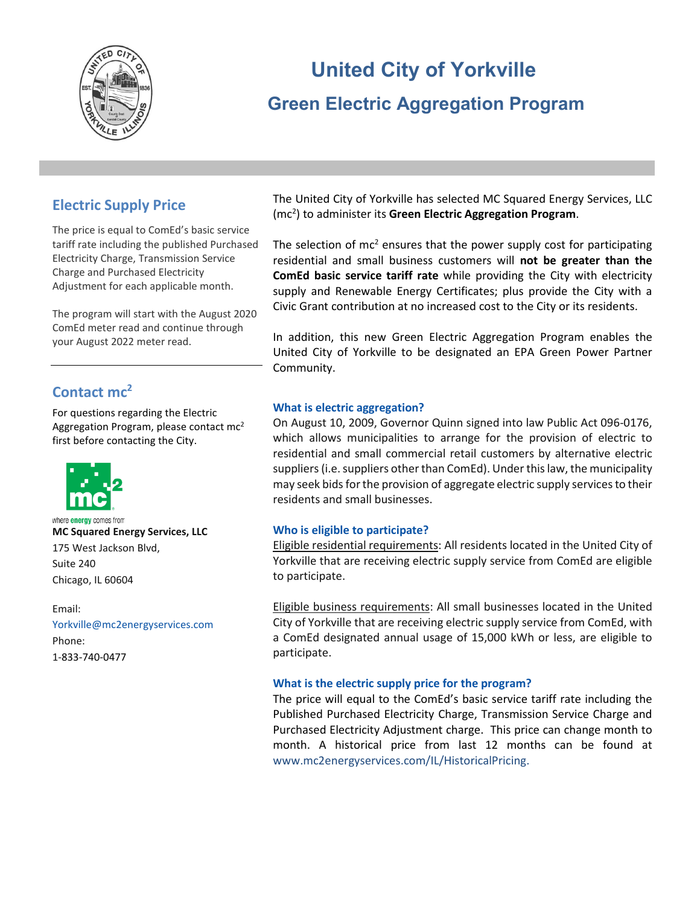# United City of Yorkville

## Green Electric Aggregation Program

### Electric Supply Price

The price is equal to ComEd's basic service tariff rate including the published Purchased Electricity Charge, Transmission Service Charge and Purchased Electricity Adjustment for each applicable month.

The program will start with the August 2020 ComEd meter read and continue through your August 2022 meter read.

---

### Contact mc$^2$

For questions regarding the Electric Aggregation Program, please contact mc$^2$ first before contacting the City.

where **energy** comes from

**MC Squared Energy Services, LLC**
175 West Jackson Blvd,
Suite 240
Chicago, IL 60604

Email:
Yorkville@mc2energyservices.com
Phone:
1-833-740-0477

The United City of Yorkville has selected MC Squared Energy Services, LLC (mc$^2$) to administer its **Green Electric Aggregation Program**.

The selection of mc$^2$ ensures that the power supply cost for participating residential and small business customers will **not be greater than the ComEd basic service tariff rate** while providing the City with electricity supply and Renewable Energy Certificates; plus provide the City with a Civic Grant contribution at no increased cost to the City or its residents.

In addition, this new Green Electric Aggregation Program enables the United City of Yorkville to be designated an EPA Green Power Partner Community.

### What is electric aggregation?

On August 10, 2009, Governor Quinn signed into law Public Act 096-0176, which allows municipalities to arrange for the provision of electric to residential and small commercial retail customers by alternative electric suppliers (i.e. suppliers other than ComEd). Under this law, the municipality may seek bids for the provision of aggregate electric supply services to their residents and small businesses.

### Who is eligible to participate?

Eligible residential requirements: All residents located in the United City of Yorkville that are receiving electric supply service from ComEd are eligible to participate.

Eligible business requirements: All small businesses located in the United City of Yorkville that are receiving electric supply service from ComEd, with a ComEd designated annual usage of 15,000 kWh or less, are eligible to participate.

### What is the electric supply price for the program?

The price will equal to the ComEd's basic service tariff rate including the Published Purchased Electricity Charge, Transmission Service Charge and Purchased Electricity Adjustment charge. This price can change month to month. A historical price from last 12 months can be found at www.mc2energyservices.com/IL/HistoricalPricing.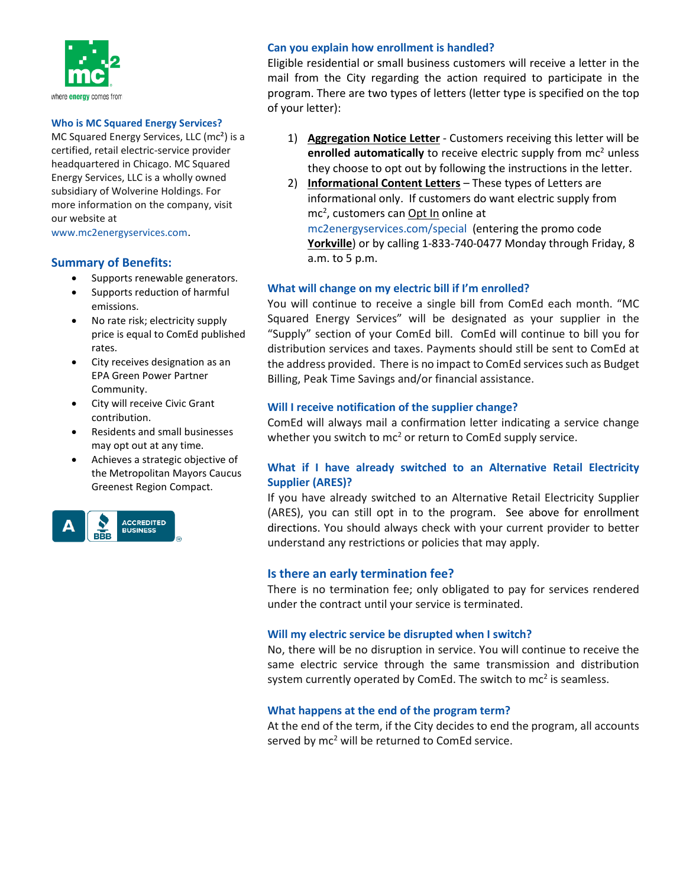where energy comes from

### Who is MC Squared Energy Services?

MC Squared Energy Services, LLC ($mc^2$) is a certified, retail electric-service provider headquartered in Chicago. MC Squared Energy Services, LLC is a wholly owned subsidiary of Wolverine Holdings. For more information on the company, visit our website at www.mc2energyservices.com.

## Summary of Benefits:

- Supports renewable generators.
- Supports reduction of harmful emissions.
- No rate risk; electricity supply price is equal to ComEd published rates.
- City receives designation as an EPA Green Power Partner Community.
- City will receive Civic Grant contribution.
- Residents and small businesses may opt out at any time.
- Achieves a strategic objective of the Metropolitan Mayors Caucus Greenest Region Compact.

A BBB ACCREDITED BUSINESS

### Can you explain how enrollment is handled?

Eligible residential or small business customers will receive a letter in the mail from the City regarding the action required to participate in the program. There are two types of letters (letter type is specified on the top of your letter):

1) **Aggregation Notice Letter** - Customers receiving this letter will be **enrolled automatically** to receive electric supply from $mc^2$ unless they choose to opt out by following the instructions in the letter.
2) **Informational Content Letters** – These types of Letters are informational only. If customers do want electric supply from $mc^2$, customers can Opt In online at mc2energyservices.com/special (entering the promo code **Yorkville**) or by calling 1-833-740-0477 Monday through Friday, 8 a.m. to 5 p.m.

### What will change on my electric bill if I'm enrolled?

You will continue to receive a single bill from ComEd each month. "MC Squared Energy Services" will be designated as your supplier in the "Supply" section of your ComEd bill. ComEd will continue to bill you for distribution services and taxes. Payments should still be sent to ComEd at the address provided. There is no impact to ComEd services such as Budget Billing, Peak Time Savings and/or financial assistance.

### Will I receive notification of the supplier change?

ComEd will always mail a confirmation letter indicating a service change whether you switch to $mc^2$ or return to ComEd supply service.

### What if I have already switched to an Alternative Retail Electricity Supplier (ARES)?

If you have already switched to an Alternative Retail Electricity Supplier (ARES), you can still opt in to the program. See above for enrollment directions. You should always check with your current provider to better understand any restrictions or policies that may apply.

### Is there an early termination fee?

There is no termination fee; only obligated to pay for services rendered under the contract until your service is terminated.

### Will my electric service be disrupted when I switch?

No, there will be no disruption in service. You will continue to receive the same electric service through the same transmission and distribution system currently operated by ComEd. The switch to $mc^2$ is seamless.

### What happens at the end of the program term?

At the end of the term, if the City decides to end the program, all accounts served by $mc^2$ will be returned to ComEd service.